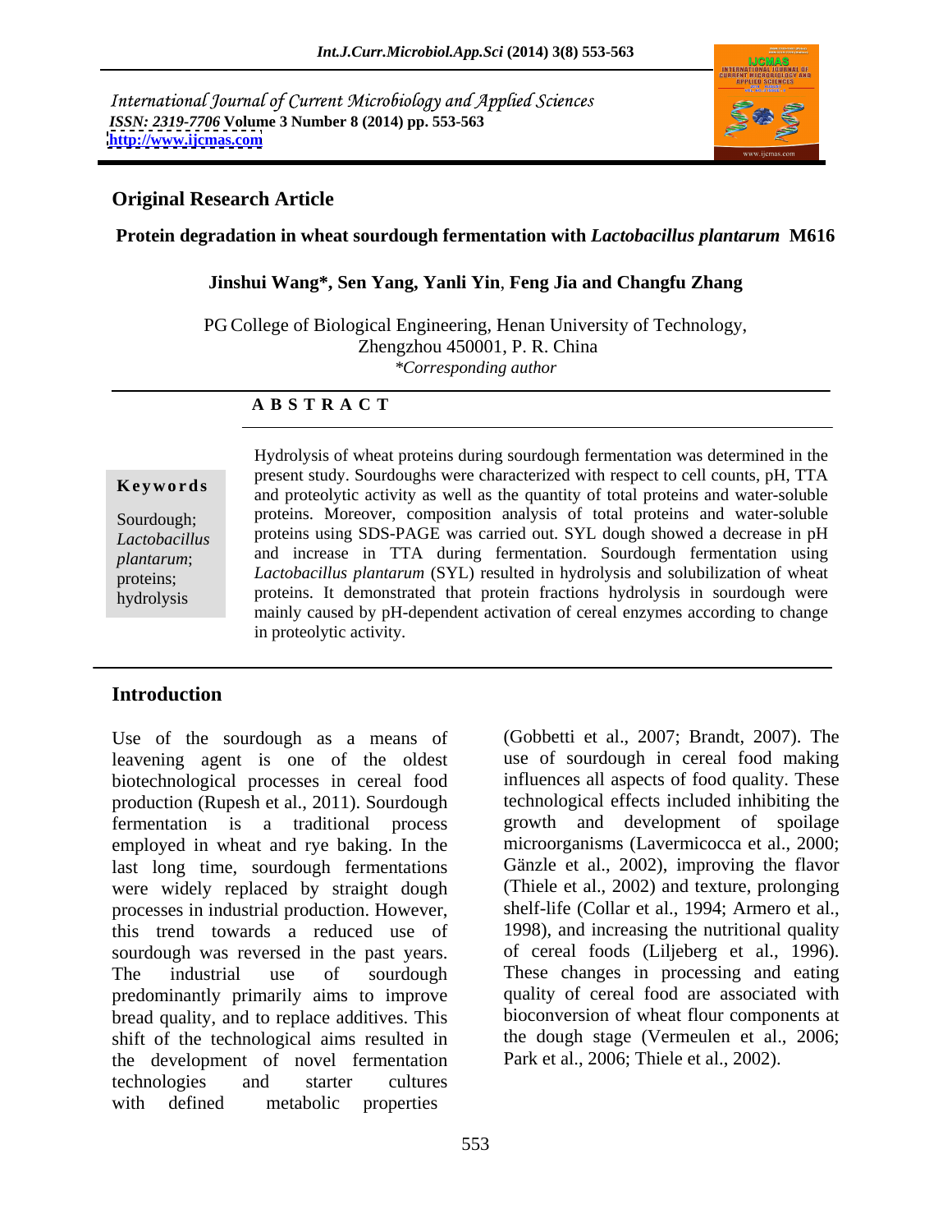International Journal of Current Microbiology and Applied Sciences
*ISSN: 2319-7706* **Volume 3 Number 8 (2014) pp. 553-563**
**http://www.ijcmas.com**

## Original Research Article

# Protein degradation in wheat sourdough fermentation with *Lactobacillus plantarum* M616

**Jinshui Wang\*, Sen Yang, Yanli Yin, Feng Jia and Changfu Zhang**

PG College of Biological Engineering, Henan University of Technology, Zhengzhou 450001, P. R. China
*\*Corresponding author*

### A B S T R A C T

**Keywords**

Sourdough; *Lactobacillus plantarum*; proteins; hydrolysis

Hydrolysis of wheat proteins during sourdough fermentation was determined in the present study. Sourdoughs were characterized with respect to cell counts, pH, TTA and proteolytic activity as well as the quantity of total proteins and water-soluble proteins. Moreover, composition analysis of total proteins and water-soluble proteins using SDS-PAGE was carried out. SYL dough showed a decrease in pH and increase in TTA during fermentation. Sourdough fermentation using *Lactobacillus plantarum* (SYL) resulted in hydrolysis and solubilization of wheat proteins. It demonstrated that protein fractions hydrolysis in sourdough were mainly caused by pH-dependent activation of cereal enzymes according to change in proteolytic activity.

## Introduction

Use of the sourdough as a means of leavening agent is one of the oldest biotechnological processes in cereal food production (Rupesh et al., 2011). Sourdough fermentation is a traditional process employed in wheat and rye baking. In the last long time, sourdough fermentations were widely replaced by straight dough processes in industrial production. However, this trend towards a reduced use of sourdough was reversed in the past years. The industrial use of sourdough predominantly primarily aims to improve bread quality, and to replace additives. This shift of the technological aims resulted in the development of novel fermentation technologies and starter cultures with defined metabolic properties (Gobbetti et al., 2007; Brandt, 2007). The use of sourdough in cereal food making influences all aspects of food quality. These technological effects included inhibiting the growth and development of spoilage microorganisms (Lavermicocca et al., 2000; Gänzle et al., 2002), improving the flavor (Thiele et al., 2002) and texture, prolonging shelf-life (Collar et al., 1994; Armero et al., 1998), and increasing the nutritional quality of cereal foods (Liljeberg et al., 1996). These changes in processing and eating quality of cereal food are associated with bioconversion of wheat flour components at the dough stage (Vermeulen et al., 2006; Park et al., 2006; Thiele et al., 2002).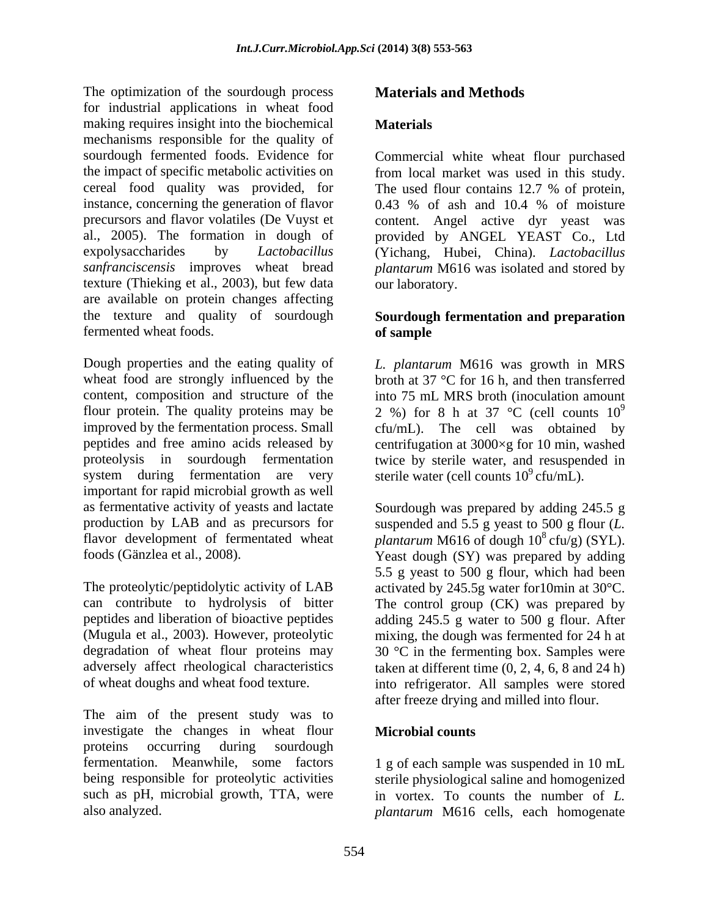The optimization of the sourdough process for industrial applications in wheat food making requires insight into the biochemical mechanisms responsible for the quality of sourdough fermented foods. Evidence for the impact of specific metabolic activities on cereal food quality was provided, for instance, concerning the generation of flavor precursors and flavor volatiles (De Vuyst et al., 2005). The formation in dough of expolysaccharides by *Lactobacillus sanfranciscensis* improves wheat bread texture (Thieking et al., 2003), but few data are available on protein changes affecting the texture and quality of sourdough fermented wheat foods.

Dough properties and the eating quality of wheat food are strongly influenced by the content, composition and structure of the flour protein. The quality proteins may be improved by the fermentation process. Small peptides and free amino acids released by proteolysis in sourdough fermentation system during fermentation are very important for rapid microbial growth as well as fermentative activity of yeasts and lactate production by LAB and as precursors for flavor development of fermentated wheat foods (Gänzlea et al., 2008).

The proteolytic/peptidolytic activity of LAB can contribute to hydrolysis of bitter peptides and liberation of bioactive peptides (Mugula et al., 2003). However, proteolytic degradation of wheat flour proteins may adversely affect rheological characteristics of wheat doughs and wheat food texture.

The aim of the present study was to investigate the changes in wheat flour proteins occurring during sourdough fermentation. Meanwhile, some factors being responsible for proteolytic activities such as pH, microbial growth, TTA, were also analyzed.

## Materials and Methods

### Materials

Commercial white wheat flour purchased from local market was used in this study. The used flour contains 12.7 % of protein, 0.43 % of ash and 10.4 % of moisture content. Angel active dyr yeast was provided by ANGEL YEAST Co., Ltd (Yichang, Hubei, China). *Lactobacillus plantarum* M616 was isolated and stored by our laboratory.

### Sourdough fermentation and preparation of sample

*L. plantarum* M616 was growth in MRS broth at 37 °C for 16 h, and then transferred into 75 mL MRS broth (inoculation amount 2 %) for 8 h at 37 °C (cell counts $10^9$ cfu/mL). The cell was obtained by centrifugation at 3000×g for 10 min, washed twice by sterile water, and resuspended in sterile water (cell counts $10^9$ cfu/mL).

Sourdough was prepared by adding 245.5 g suspended and 5.5 g yeast to 500 g flour (*L. plantarum* M616 of dough $10^8$ cfu/g) (SYL). Yeast dough (SY) was prepared by adding 5.5 g yeast to 500 g flour, which had been activated by 245.5g water for10min at 30°C. The control group (CK) was prepared by adding 245.5 g water to 500 g flour. After mixing, the dough was fermented for 24 h at 30 °C in the fermenting box. Samples were taken at different time (0, 2, 4, 6, 8 and 24 h) into refrigerator. All samples were stored after freeze drying and milled into flour.

### Microbial counts

1 g of each sample was suspended in 10 mL sterile physiological saline and homogenized in vortex. To counts the number of *L. plantarum* M616 cells, each homogenate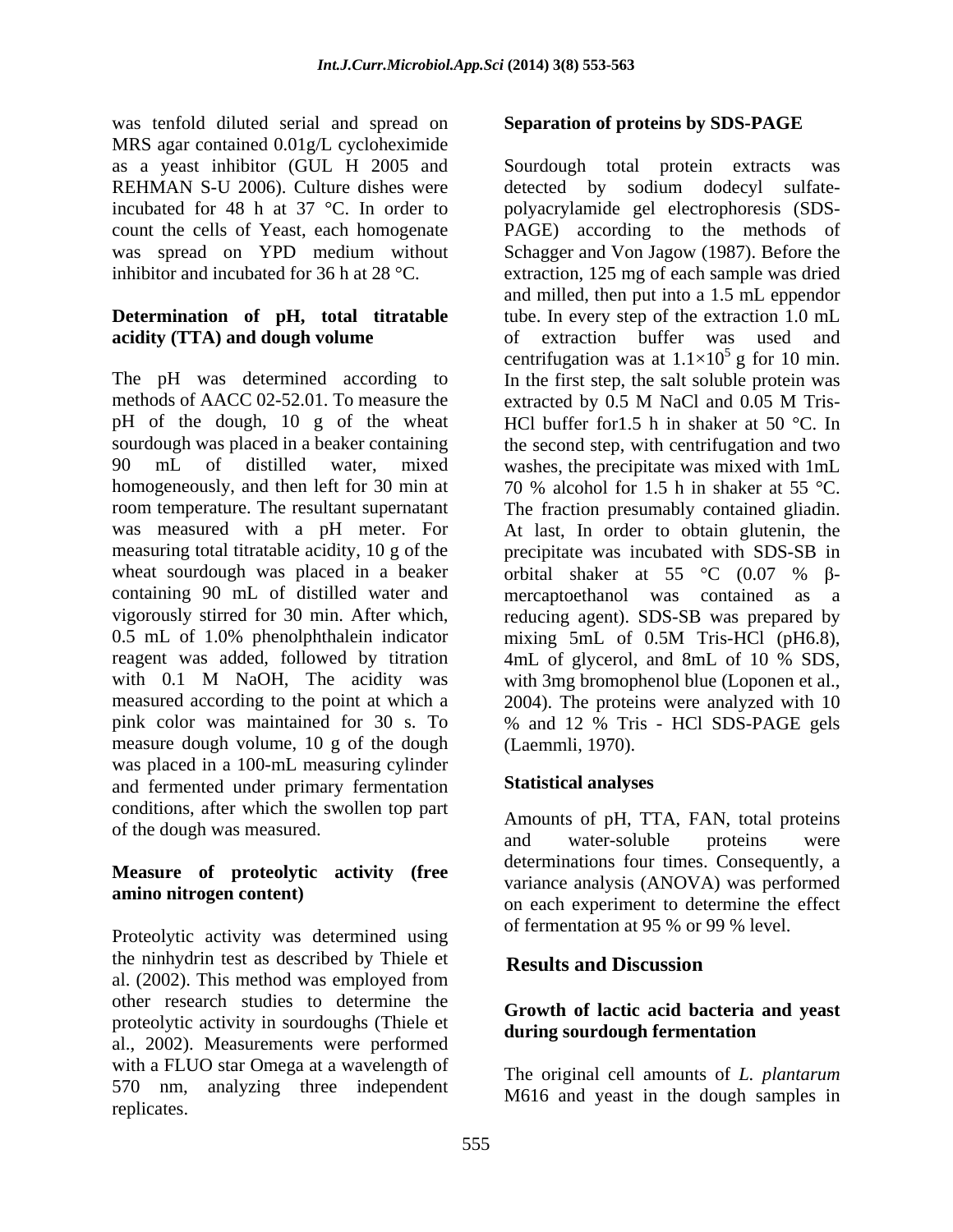was tenfold diluted serial and spread on MRS agar contained 0.01g/L cycloheximide as a yeast inhibitor (GUL H 2005 and REHMAN S-U 2006). Culture dishes were incubated for 48 h at 37 °C. In order to count the cells of Yeast, each homogenate was spread on YPD medium without inhibitor and incubated for 36 h at 28 °C.

**Determination of pH, total titratable acidity (TTA) and dough volume**

The pH was determined according to methods of AACC 02-52.01. To measure the pH of the dough, 10 g of the wheat sourdough was placed in a beaker containing 90 mL of distilled water, mixed homogeneously, and then left for 30 min at room temperature. The resultant supernatant was measured with a pH meter. For measuring total titratable acidity, 10 g of the wheat sourdough was placed in a beaker containing 90 mL of distilled water and vigorously stirred for 30 min. After which, 0.5 mL of 1.0% phenolphthalein indicator reagent was added, followed by titration with 0.1 M NaOH, The acidity was measured according to the point at which a pink color was maintained for 30 s. To measure dough volume, 10 g of the dough was placed in a 100-mL measuring cylinder and fermented under primary fermentation conditions, after which the swollen top part of the dough was measured.

**Measure of proteolytic activity (free amino nitrogen content)**

Proteolytic activity was determined using the ninhydrin test as described by Thiele et al. (2002). This method was employed from other research studies to determine the proteolytic activity in sourdoughs (Thiele et al., 2002). Measurements were performed with a FLUO star Omega at a wavelength of 570 nm, analyzing three independent replicates.

**Separation of proteins by SDS-PAGE**

Sourdough total protein extracts was detected by sodium dodecyl sulfate-polyacrylamide gel electrophoresis (SDS-PAGE) according to the methods of Schagger and Von Jagow (1987). Before the extraction, 125 mg of each sample was dried and milled, then put into a 1.5 mL eppendor tube. In every step of the extraction 1.0 mL of extraction buffer was used and centrifugation was at $1.1\times10^5$ g for 10 min. In the first step, the salt soluble protein was extracted by 0.5 M NaCl and 0.05 M Tris-HCl buffer for1.5 h in shaker at 50 °C. In the second step, with centrifugation and two washes, the precipitate was mixed with 1mL 70 % alcohol for 1.5 h in shaker at 55 °C. The fraction presumably contained gliadin. At last, In order to obtain glutenin, the precipitate was incubated with SDS-SB in orbital shaker at 55 °C (0.07 % β-mercaptoethanol was contained as a reducing agent). SDS-SB was prepared by mixing 5mL of 0.5M Tris-HCl (pH6.8), 4mL of glycerol, and 8mL of 10 % SDS, with 3mg bromophenol blue (Loponen et al., 2004). The proteins were analyzed with 10 % and 12 % Tris - HCl SDS-PAGE gels (Laemmli, 1970).

**Statistical analyses**

Amounts of pH, TTA, FAN, total proteins and water-soluble proteins were determinations four times. Consequently, a variance analysis (ANOVA) was performed on each experiment to determine the effect of fermentation at 95 % or 99 % level.

## Results and Discussion

**Growth of lactic acid bacteria and yeast during sourdough fermentation**

The original cell amounts of *L. plantarum* M616 and yeast in the dough samples in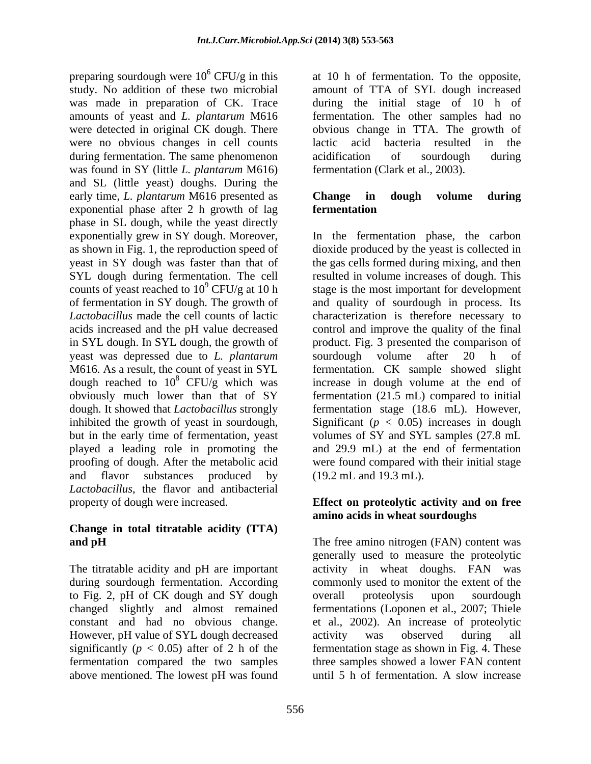preparing sourdough were $10^6$ CFU/g in this study. No addition of these two microbial was made in preparation of CK. Trace amounts of yeast and *L. plantarum* M616 were detected in original CK dough. There were no obvious changes in cell counts during fermentation. The same phenomenon was found in SY (little *L. plantarum* M616) and SL (little yeast) doughs. During the early time, *L. plantarum* M616 presented as exponential phase after 2 h growth of lag phase in SL dough, while the yeast directly exponentially grew in SY dough. Moreover, as shown in Fig. 1, the reproduction speed of yeast in SY dough was faster than that of SYL dough during fermentation. The cell counts of yeast reached to $10^9$ CFU/g at 10 h of fermentation in SY dough. The growth of *Lactobacillus* made the cell counts of lactic acids increased and the pH value decreased in SYL dough. In SYL dough, the growth of yeast was depressed due to *L. plantarum* M616. As a result, the count of yeast in SYL dough reached to $10^8$ CFU/g which was obviously much lower than that of SY dough. It showed that *Lactobacillus* strongly inhibited the growth of yeast in sourdough, but in the early time of fermentation, yeast played a leading role in promoting the proofing of dough. After the metabolic acid and flavor substances produced by *Lactobacillus*, the flavor and antibacterial property of dough were increased.

### Change in total titratable acidity (TTA) and pH

The titratable acidity and pH are important during sourdough fermentation. According to Fig. 2, pH of CK dough and SY dough changed slightly and almost remained constant and had no obvious change. However, pH value of SYL dough decreased significantly ($p < 0.05$) after of 2 h of the fermentation compared the two samples above mentioned. The lowest pH was found at 10 h of fermentation. To the opposite, amount of TTA of SYL dough increased during the initial stage of 10 h of fermentation. The other samples had no obvious change in TTA. The growth of lactic acid bacteria resulted in the acidification of sourdough during fermentation (Clark et al., 2003).

### Change in dough volume during fermentation

In the fermentation phase, the carbon dioxide produced by the yeast is collected in the gas cells formed during mixing, and then resulted in volume increases of dough. This stage is the most important for development and quality of sourdough in process. Its characterization is therefore necessary to control and improve the quality of the final product. Fig. 3 presented the comparison of sourdough volume after 20 h of fermentation. CK sample showed slight increase in dough volume at the end of fermentation (21.5 mL) compared to initial fermentation stage (18.6 mL). However, Significant ($p < 0.05$) increases in dough volumes of SY and SYL samples (27.8 mL and 29.9 mL) at the end of fermentation were found compared with their initial stage (19.2 mL and 19.3 mL).

### Effect on proteolytic activity and on free amino acids in wheat sourdoughs

The free amino nitrogen (FAN) content was generally used to measure the proteolytic activity in wheat doughs. FAN was commonly used to monitor the extent of the overall proteolysis upon sourdough fermentations (Loponen et al., 2007; Thiele et al., 2002). An increase of proteolytic activity was observed during all fermentation stage as shown in Fig. 4. These three samples showed a lower FAN content until 5 h of fermentation. A slow increase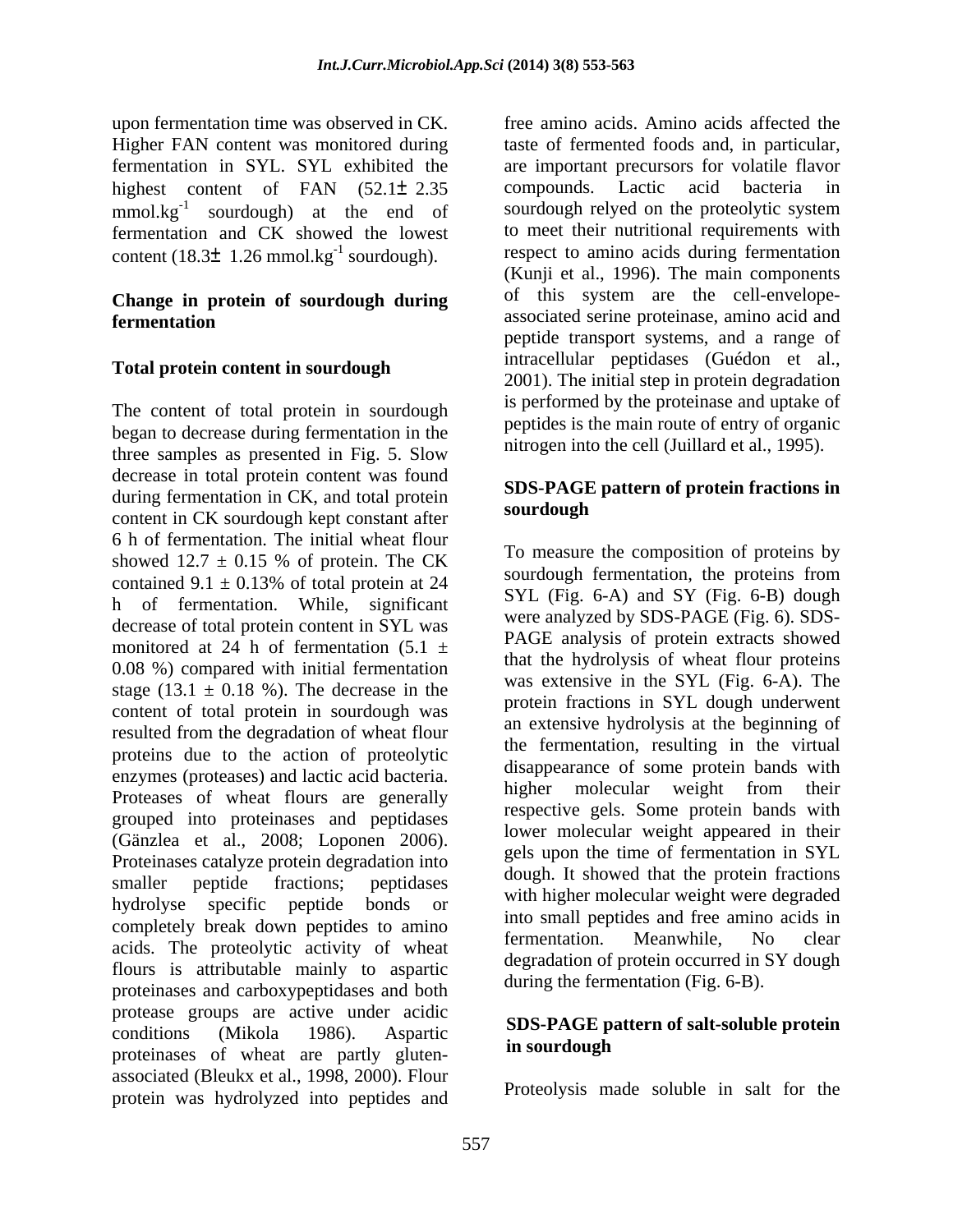upon fermentation time was observed in CK. Higher FAN content was monitored during fermentation in SYL. SYL exhibited the highest content of FAN (52.1± 2.35 $mmol.kg^{-1}$ sourdough) at the end of fermentation and CK showed the lowest content (18.3± 1.26 $mmol.kg^{-1}$ sourdough).

## Change in protein of sourdough during fermentation

### Total protein content in sourdough

The content of total protein in sourdough began to decrease during fermentation in the three samples as presented in Fig. 5. Slow decrease in total protein content was found during fermentation in CK, and total protein content in CK sourdough kept constant after 6 h of fermentation. The initial wheat flour showed 12.7 ± 0.15 % of protein. The CK contained 9.1 ± 0.13% of total protein at 24 h of fermentation. While, significant decrease of total protein content in SYL was monitored at 24 h of fermentation (5.1 ± 0.08 %) compared with initial fermentation stage (13.1 ± 0.18 %). The decrease in the content of total protein in sourdough was resulted from the degradation of wheat flour proteins due to the action of proteolytic enzymes (proteases) and lactic acid bacteria. Proteases of wheat flours are generally grouped into proteinases and peptidases (Gänzlea et al., 2008; Loponen 2006). Proteinases catalyze protein degradation into smaller peptide fractions; peptidases hydrolyse specific peptide bonds or completely break down peptides to amino acids. The proteolytic activity of wheat flours is attributable mainly to aspartic proteinases and carboxypeptidases and both protease groups are active under acidic conditions (Mikola 1986). Aspartic proteinases of wheat are partly gluten-associated (Bleukx et al., 1998, 2000). Flour protein was hydrolyzed into peptides and free amino acids. Amino acids affected the taste of fermented foods and, in particular, are important precursors for volatile flavor compounds. Lactic acid bacteria in sourdough relyed on the proteolytic system to meet their nutritional requirements with respect to amino acids during fermentation (Kunji et al., 1996). The main components of this system are the cell-envelope-associated serine proteinase, amino acid and peptide transport systems, and a range of intracellular peptidases (Guédon et al., 2001). The initial step in protein degradation is performed by the proteinase and uptake of peptides is the main route of entry of organic nitrogen into the cell (Juillard et al., 1995).

### SDS-PAGE pattern of protein fractions in sourdough

To measure the composition of proteins by sourdough fermentation, the proteins from SYL (Fig. 6-A) and SY (Fig. 6-B) dough were analyzed by SDS-PAGE (Fig. 6). SDS-PAGE analysis of protein extracts showed that the hydrolysis of wheat flour proteins was extensive in the SYL (Fig. 6-A). The protein fractions in SYL dough underwent an extensive hydrolysis at the beginning of the fermentation, resulting in the virtual disappearance of some protein bands with higher molecular weight from their respective gels. Some protein bands with lower molecular weight appeared in their gels upon the time of fermentation in SYL dough. It showed that the protein fractions with higher molecular weight were degraded into small peptides and free amino acids in fermentation. Meanwhile, No clear degradation of protein occurred in SY dough during the fermentation (Fig. 6-B).

### SDS-PAGE pattern of salt-soluble protein in sourdough

Proteolysis made soluble in salt for the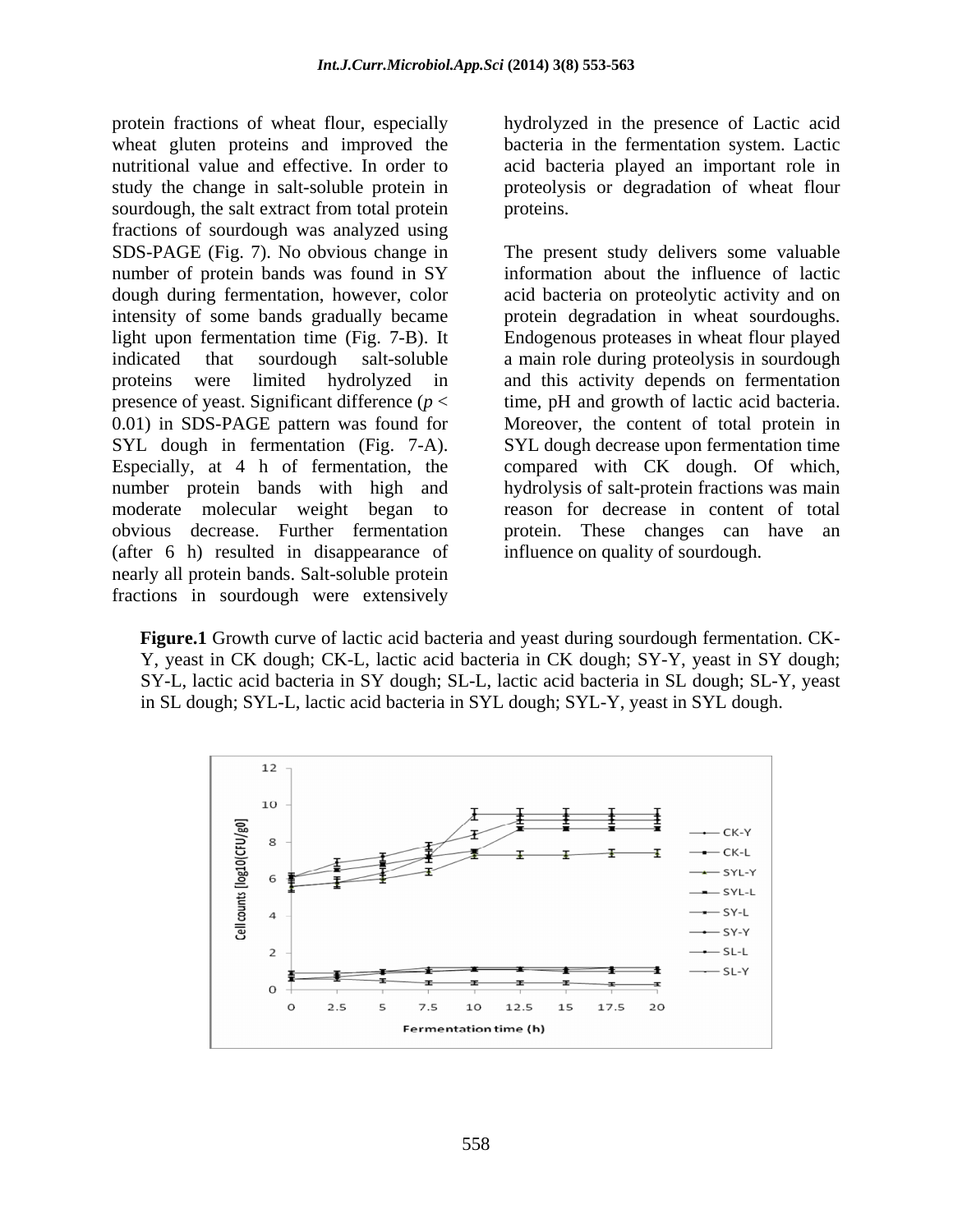protein fractions of wheat flour, especially wheat gluten proteins and improved the nutritional value and effective. In order to study the change in salt-soluble protein in sourdough, the salt extract from total protein fractions of sourdough was analyzed using SDS-PAGE (Fig. 7). No obvious change in number of protein bands was found in SY dough during fermentation, however, color intensity of some bands gradually became light upon fermentation time (Fig. 7-B). It indicated that sourdough salt-soluble proteins were limited hydrolyzed in presence of yeast. Significant difference ($p < 0.01$) in SDS-PAGE pattern was found for SYL dough in fermentation (Fig. 7-A). Especially, at 4 h of fermentation, the number protein bands with high and moderate molecular weight began to obvious decrease. Further fermentation (after 6 h) resulted in disappearance of nearly all protein bands. Salt-soluble protein fractions in sourdough were extensively hydrolyzed in the presence of Lactic acid bacteria in the fermentation system. Lactic acid bacteria played an important role in proteolysis or degradation of wheat flour proteins.

The present study delivers some valuable information about the influence of lactic acid bacteria on proteolytic activity and on protein degradation in wheat sourdoughs. Endogenous proteases in wheat flour played a main role during proteolysis in sourdough and this activity depends on fermentation time, pH and growth of lactic acid bacteria. Moreover, the content of total protein in SYL dough decrease upon fermentation time compared with CK dough. Of which, hydrolysis of salt-protein fractions was main reason for decrease in content of total protein. These changes can have an influence on quality of sourdough.

**Figure.1** Growth curve of lactic acid bacteria and yeast during sourdough fermentation. CK-Y, yeast in CK dough; CK-L, lactic acid bacteria in CK dough; SY-Y, yeast in SY dough; SY-L, lactic acid bacteria in SY dough; SL-L, lactic acid bacteria in SL dough; SL-Y, yeast in SL dough; SYL-L, lactic acid bacteria in SYL dough; SYL-Y, yeast in SYL dough.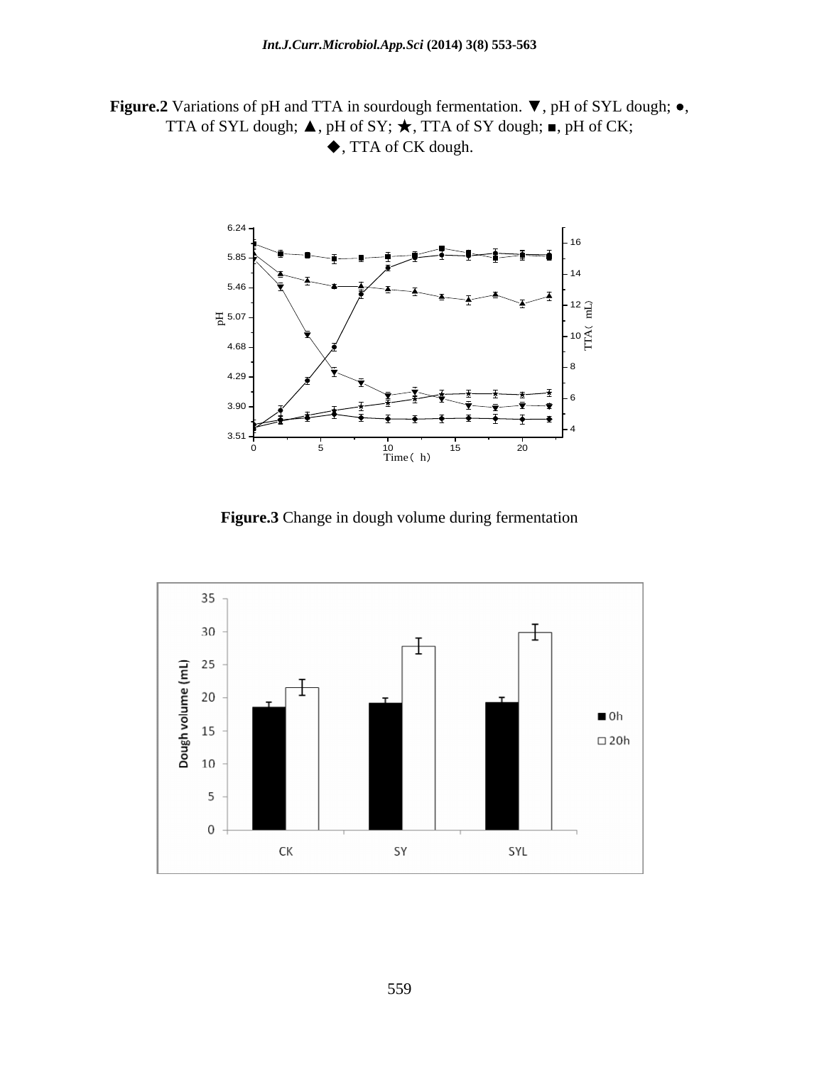**Figure.2** Variations of pH and TTA in sourdough fermentation. ▼, pH of SYL dough; ●, TTA of SYL dough; ▲, pH of SY; ★, TTA of SY dough; ■, pH of CK; ◆, TTA of CK dough.

**Figure.3** Change in dough volume during fermentation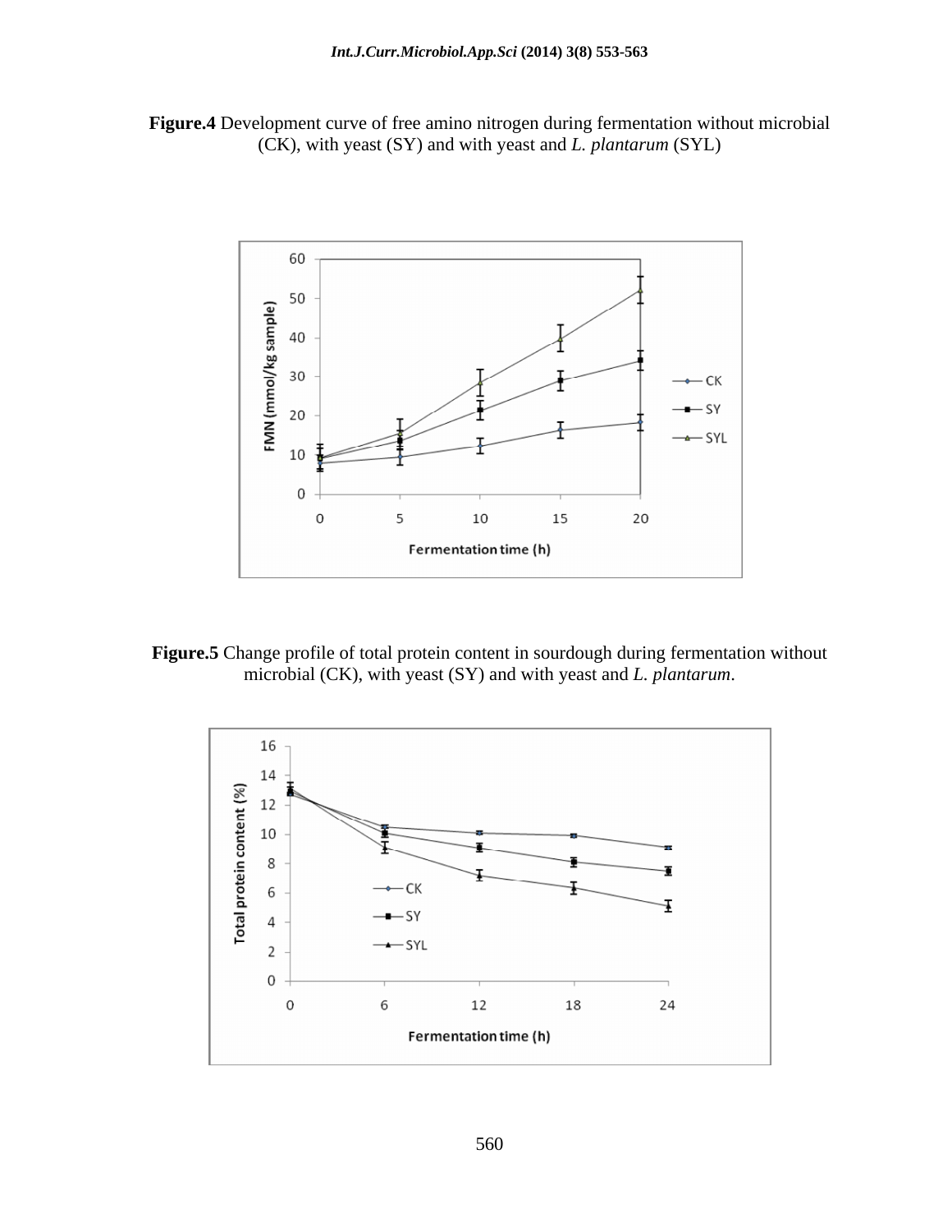**Figure.4** Development curve of free amino nitrogen during fermentation without microbial (CK), with yeast (SY) and with yeast and *L. plantarum* (SYL)

**Figure.5** Change profile of total protein content in sourdough during fermentation without microbial (CK), with yeast (SY) and with yeast and *L. plantarum*.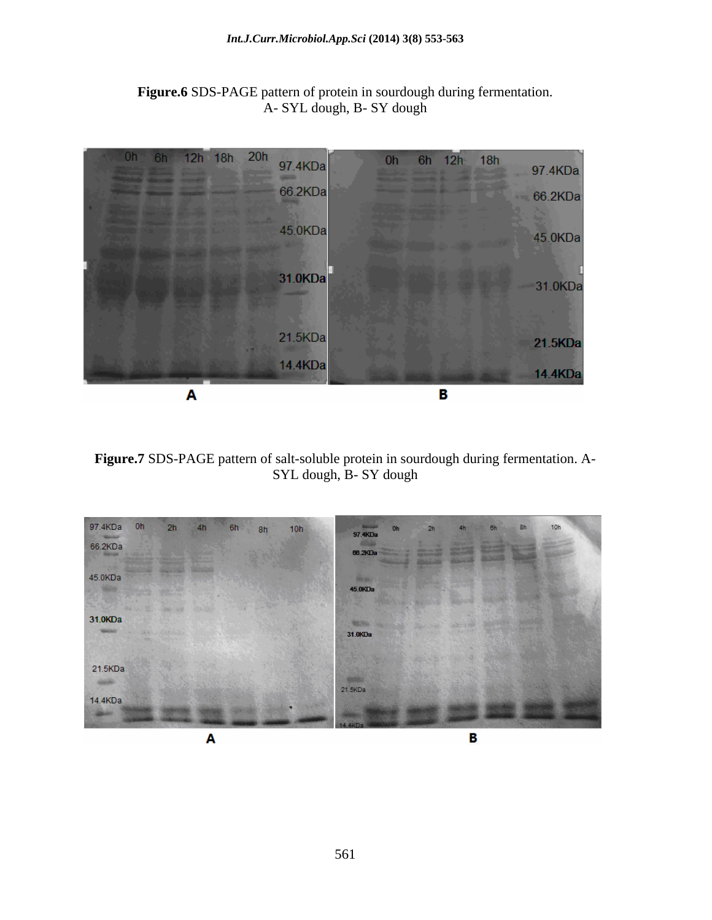**Figure.6** SDS-PAGE pattern of protein in sourdough during fermentation. A- SYL dough, B- SY dough

**Figure.7** SDS-PAGE pattern of salt-soluble protein in sourdough during fermentation. A- SYL dough, B- SY dough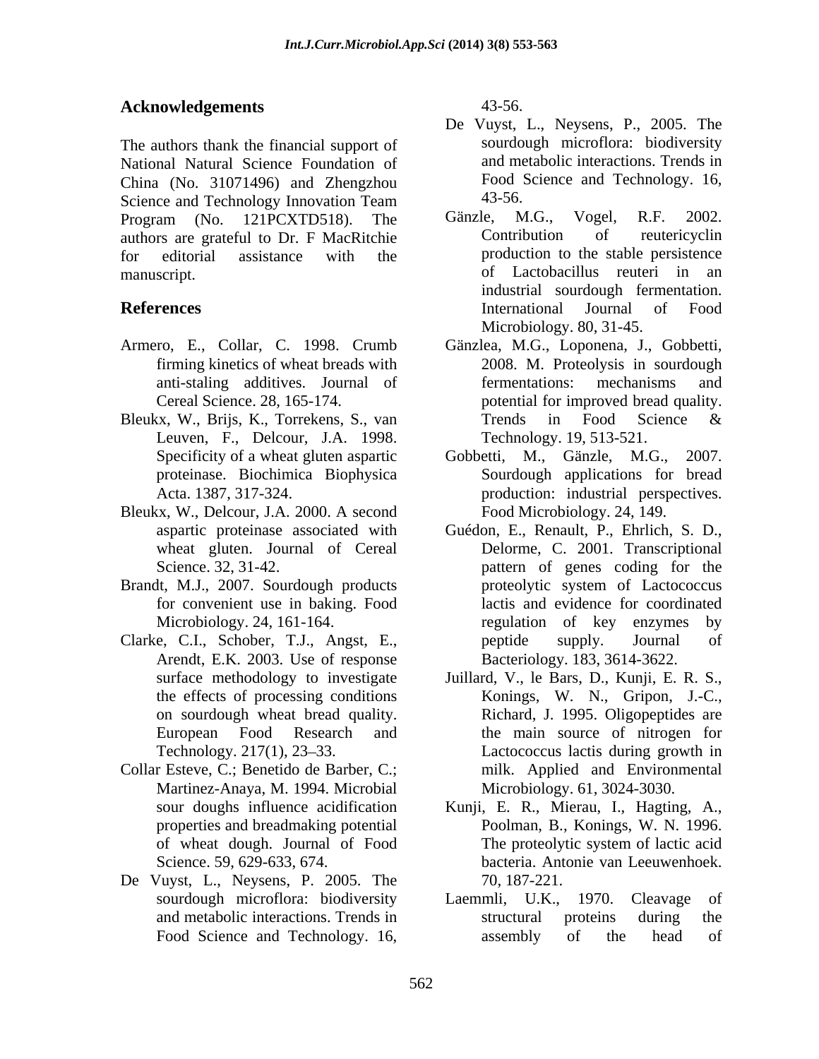## Acknowledgements

The authors thank the financial support of National Natural Science Foundation of China (No. 31071496) and Zhengzhou Science and Technology Innovation Team Program (No. 121PCXTD518). The authors are grateful to Dr. F MacRitchie for editorial assistance with the manuscript.

## References

Armero, E., Collar, C. 1998. Crumb firming kinetics of wheat breads with anti-staling additives. Journal of Cereal Science. 28, 165-174.

Bleukx, W., Brijs, K., Torrekens, S., van Leuven, F., Delcour, J.A. 1998. Specificity of a wheat gluten aspartic proteinase. Biochimica Biophysica Acta. 1387, 317-324.

Bleukx, W., Delcour, J.A. 2000. A second aspartic proteinase associated with wheat gluten. Journal of Cereal Science. 32, 31-42.

Brandt, M.J., 2007. Sourdough products for convenient use in baking. Food Microbiology. 24, 161-164.

Clarke, C.I., Schober, T.J., Angst, E., Arendt, E.K. 2003. Use of response surface methodology to investigate the effects of processing conditions on sourdough wheat bread quality. European Food Research and Technology. 217(1), 23–33.

Collar Esteve, C.; Benetido de Barber, C.; Martinez-Anaya, M. 1994. Microbial sour doughs influence acidification properties and breadmaking potential of wheat dough. Journal of Food Science. 59, 629-633, 674.

De Vuyst, L., Neysens, P. 2005. The sourdough microflora: biodiversity and metabolic interactions. Trends in Food Science and Technology. 16, 43-56.

De Vuyst, L., Neysens, P., 2005. The sourdough microflora: biodiversity and metabolic interactions. Trends in Food Science and Technology. 16, 43-56.

Gänzle, M.G., Vogel, R.F. 2002. Contribution of reutericyclin production to the stable persistence of Lactobacillus reuteri in an industrial sourdough fermentation. International Journal of Food Microbiology. 80, 31-45.

Gänzlea, M.G., Loponena, J., Gobbetti, 2008. M. Proteolysis in sourdough fermentations: mechanisms and potential for improved bread quality. Trends in Food Science & Technology. 19, 513-521.

Gobbetti, M., Gänzle, M.G., 2007. Sourdough applications for bread production: industrial perspectives. Food Microbiology. 24, 149.

Guédon, E., Renault, P., Ehrlich, S. D., Delorme, C. 2001. Transcriptional pattern of genes coding for the proteolytic system of Lactococcus lactis and evidence for coordinated regulation of key enzymes by peptide supply. Journal of Bacteriology. 183, 3614-3622.

Juillard, V., le Bars, D., Kunji, E. R. S., Konings, W. N., Gripon, J.-C., Richard, J. 1995. Oligopeptides are the main source of nitrogen for Lactococcus lactis during growth in milk. Applied and Environmental Microbiology. 61, 3024-3030.

Kunji, E. R., Mierau, I., Hagting, A., Poolman, B., Konings, W. N. 1996. The proteolytic system of lactic acid bacteria. Antonie van Leeuwenhoek. 70, 187-221.

Laemmli, U.K., 1970. Cleavage of structural proteins during the assembly of the head of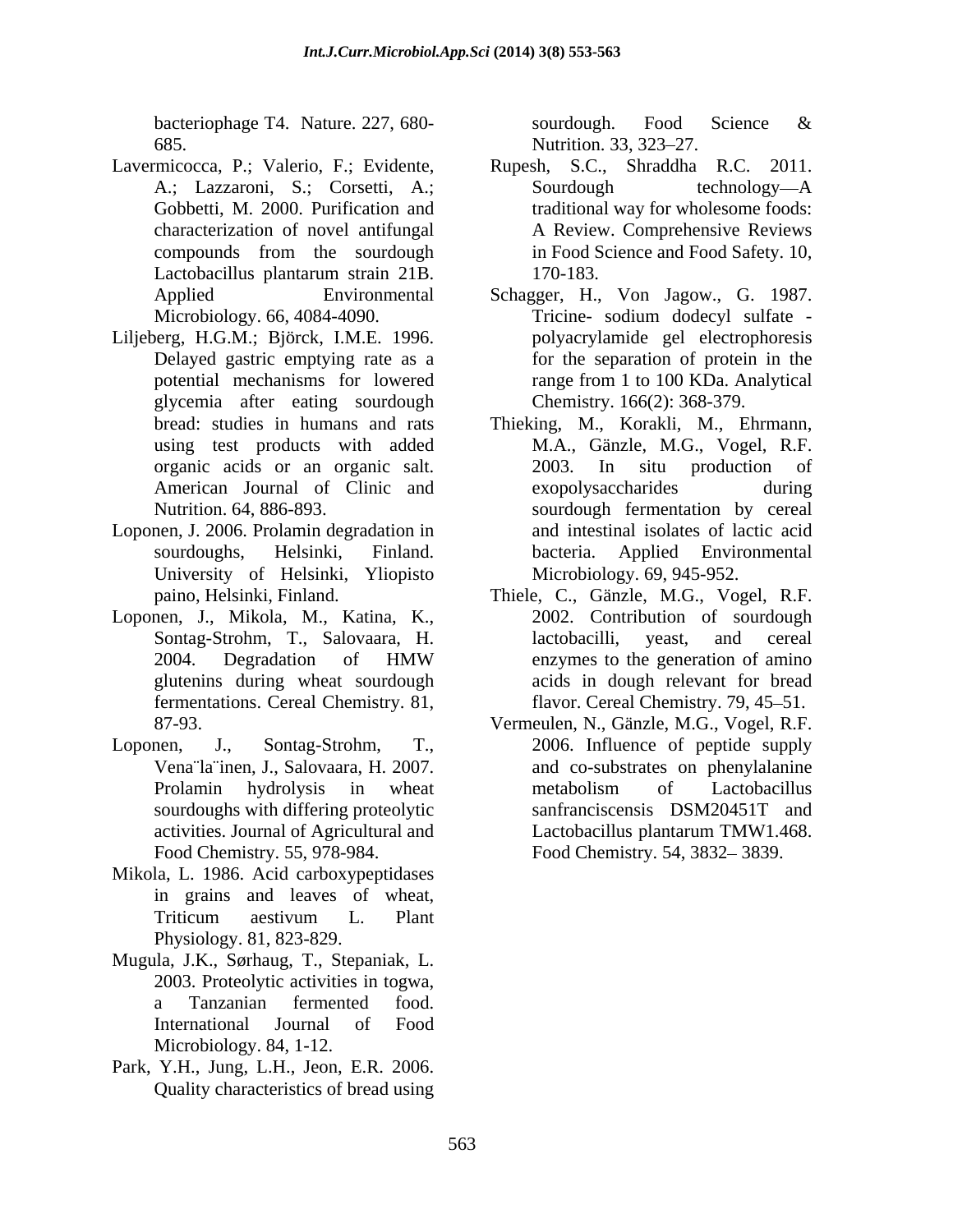bacteriophage T4. Nature. 227, 680-685.

Lavermicocca, P.; Valerio, F.; Evidente, A.; Lazzaroni, S.; Corsetti, A.; Gobbetti, M. 2000. Purification and characterization of novel antifungal compounds from the sourdough Lactobacillus plantarum strain 21B. Applied Environmental Microbiology. 66, 4084-4090.

Liljeberg, H.G.M.; Björck, I.M.E. 1996. Delayed gastric emptying rate as a potential mechanisms for lowered glycemia after eating sourdough bread: studies in humans and rats using test products with added organic acids or an organic salt. American Journal of Clinic and Nutrition. 64, 886-893.

Loponen, J. 2006. Prolamin degradation in sourdoughs, Helsinki, Finland. University of Helsinki, Yliopisto paino, Helsinki, Finland.

Loponen, J., Mikola, M., Katina, K., Sontag-Strohm, T., Salovaara, H. 2004. Degradation of HMW glutenins during wheat sourdough fermentations. Cereal Chemistry. 81, 87-93.

Loponen, J., Sontag-Strohm, T., Vena¨la¨inen, J., Salovaara, H. 2007. Prolamin hydrolysis in wheat sourdoughs with differing proteolytic activities. Journal of Agricultural and Food Chemistry. 55, 978-984.

Mikola, L. 1986. Acid carboxypeptidases in grains and leaves of wheat, Triticum aestivum L. Plant Physiology. 81, 823-829.

Mugula, J.K., Sørhaug, T., Stepaniak, L. 2003. Proteolytic activities in togwa, a Tanzanian fermented food. International Journal of Food Microbiology. 84, 1-12.

Park, Y.H., Jung, L.H., Jeon, E.R. 2006. Quality characteristics of bread using sourdough. Food Science & Nutrition. 33, 323–27.

Rupesh, S.C., Shraddha R.C. 2011. Sourdough technology—A traditional way for wholesome foods: A Review. Comprehensive Reviews in Food Science and Food Safety. 10, 170-183.

Schagger, H., Von Jagow., G. 1987. Tricine- sodium dodecyl sulfate - polyacrylamide gel electrophoresis for the separation of protein in the range from 1 to 100 KDa. Analytical Chemistry. 166(2): 368-379.

Thieking, M., Korakli, M., Ehrmann, M.A., Gänzle, M.G., Vogel, R.F. 2003. In situ production of exopolysaccharides during sourdough fermentation by cereal and intestinal isolates of lactic acid bacteria. Applied Environmental Microbiology. 69, 945-952.

Thiele, C., Gänzle, M.G., Vogel, R.F. 2002. Contribution of sourdough lactobacilli, yeast, and cereal enzymes to the generation of amino acids in dough relevant for bread flavor. Cereal Chemistry. 79, 45–51.

Vermeulen, N., Gänzle, M.G., Vogel, R.F. 2006. Influence of peptide supply and co-substrates on phenylalanine metabolism of Lactobacillus sanfranciscensis DSM20451T and Lactobacillus plantarum TMW1.468. Food Chemistry. 54, 3832– 3839.